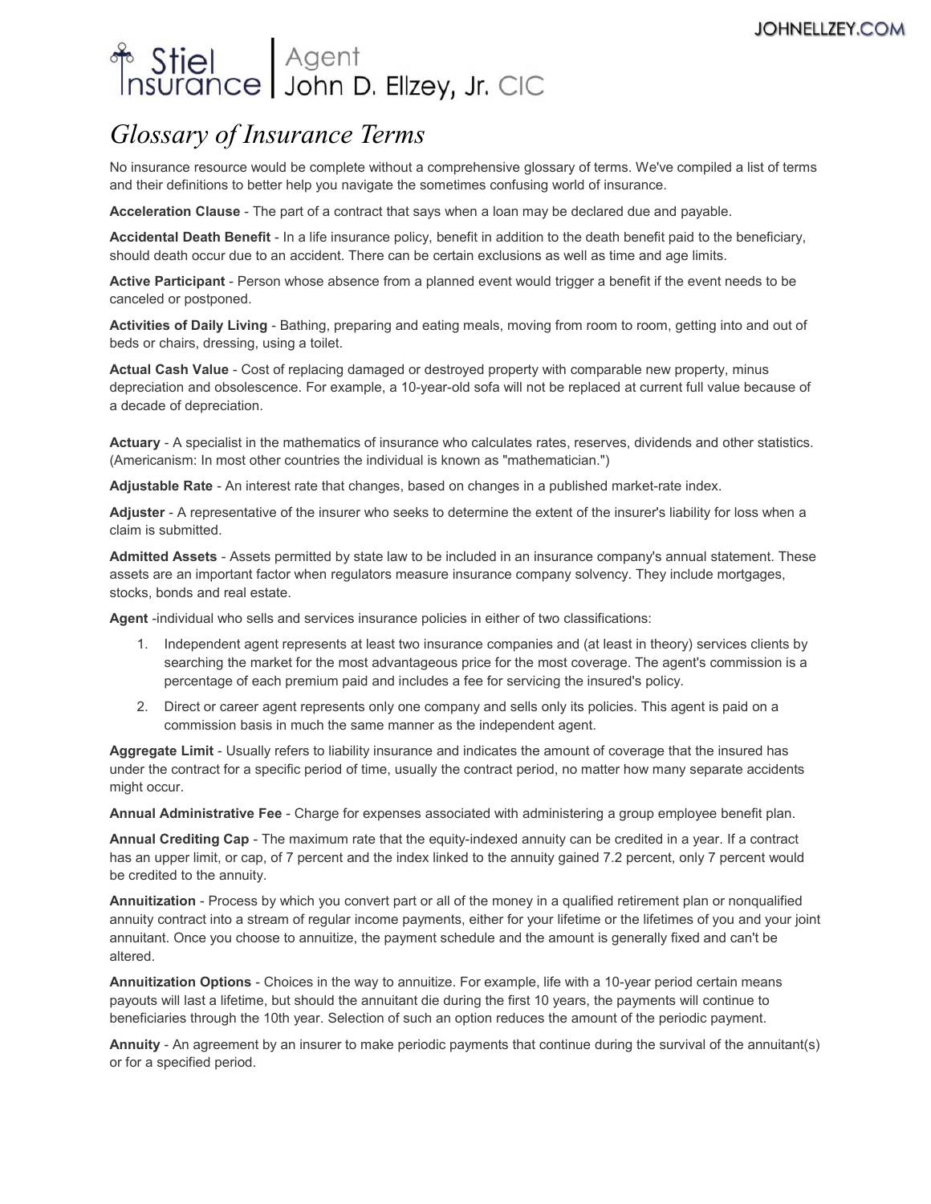JOHNELLZEY.COM

Stiel Insurance | Agent John D. Ellzey, Jr. CIC

# *Glossary of Insurance Terms*

No insurance resource would be complete without a comprehensive glossary of terms. We've compiled a list of terms and their definitions to better help you navigate the sometimes confusing world of insurance.

**Acceleration Clause** - The part of a contract that says when a loan may be declared due and payable.

**Accidental Death Benefit** - In a life insurance policy, benefit in addition to the death benefit paid to the beneficiary, should death occur due to an accident. There can be certain exclusions as well as time and age limits.

**Active Participant** - Person whose absence from a planned event would trigger a benefit if the event needs to be canceled or postponed.

**Activities of Daily Living** - Bathing, preparing and eating meals, moving from room to room, getting into and out of beds or chairs, dressing, using a toilet.

**Actual Cash Value** - Cost of replacing damaged or destroyed property with comparable new property, minus depreciation and obsolescence. For example, a 10-year-old sofa will not be replaced at current full value because of a decade of depreciation.

**Actuary** - A specialist in the mathematics of insurance who calculates rates, reserves, dividends and other statistics. (Americanism: In most other countries the individual is known as "mathematician.")

**Adjustable Rate** - An interest rate that changes, based on changes in a published market-rate index.

**Adjuster** - A representative of the insurer who seeks to determine the extent of the insurer's liability for loss when a claim is submitted.

**Admitted Assets** - Assets permitted by state law to be included in an insurance company's annual statement. These assets are an important factor when regulators measure insurance company solvency. They include mortgages, stocks, bonds and real estate.

**Agent** -individual who sells and services insurance policies in either of two classifications:

1. Independent agent represents at least two insurance companies and (at least in theory) services clients by searching the market for the most advantageous price for the most coverage. The agent's commission is a percentage of each premium paid and includes a fee for servicing the insured's policy.
2. Direct or career agent represents only one company and sells only its policies. This agent is paid on a commission basis in much the same manner as the independent agent.

**Aggregate Limit** - Usually refers to liability insurance and indicates the amount of coverage that the insured has under the contract for a specific period of time, usually the contract period, no matter how many separate accidents might occur.

**Annual Administrative Fee** - Charge for expenses associated with administering a group employee benefit plan.

**Annual Crediting Cap** - The maximum rate that the equity-indexed annuity can be credited in a year. If a contract has an upper limit, or cap, of 7 percent and the index linked to the annuity gained 7.2 percent, only 7 percent would be credited to the annuity.

**Annuitization** - Process by which you convert part or all of the money in a qualified retirement plan or nonqualified annuity contract into a stream of regular income payments, either for your lifetime or the lifetimes of you and your joint annuitant. Once you choose to annuitize, the payment schedule and the amount is generally fixed and can't be altered.

**Annuitization Options** - Choices in the way to annuitize. For example, life with a 10-year period certain means payouts will last a lifetime, but should the annuitant die during the first 10 years, the payments will continue to beneficiaries through the 10th year. Selection of such an option reduces the amount of the periodic payment.

**Annuity** - An agreement by an insurer to make periodic payments that continue during the survival of the annuitant(s) or for a specified period.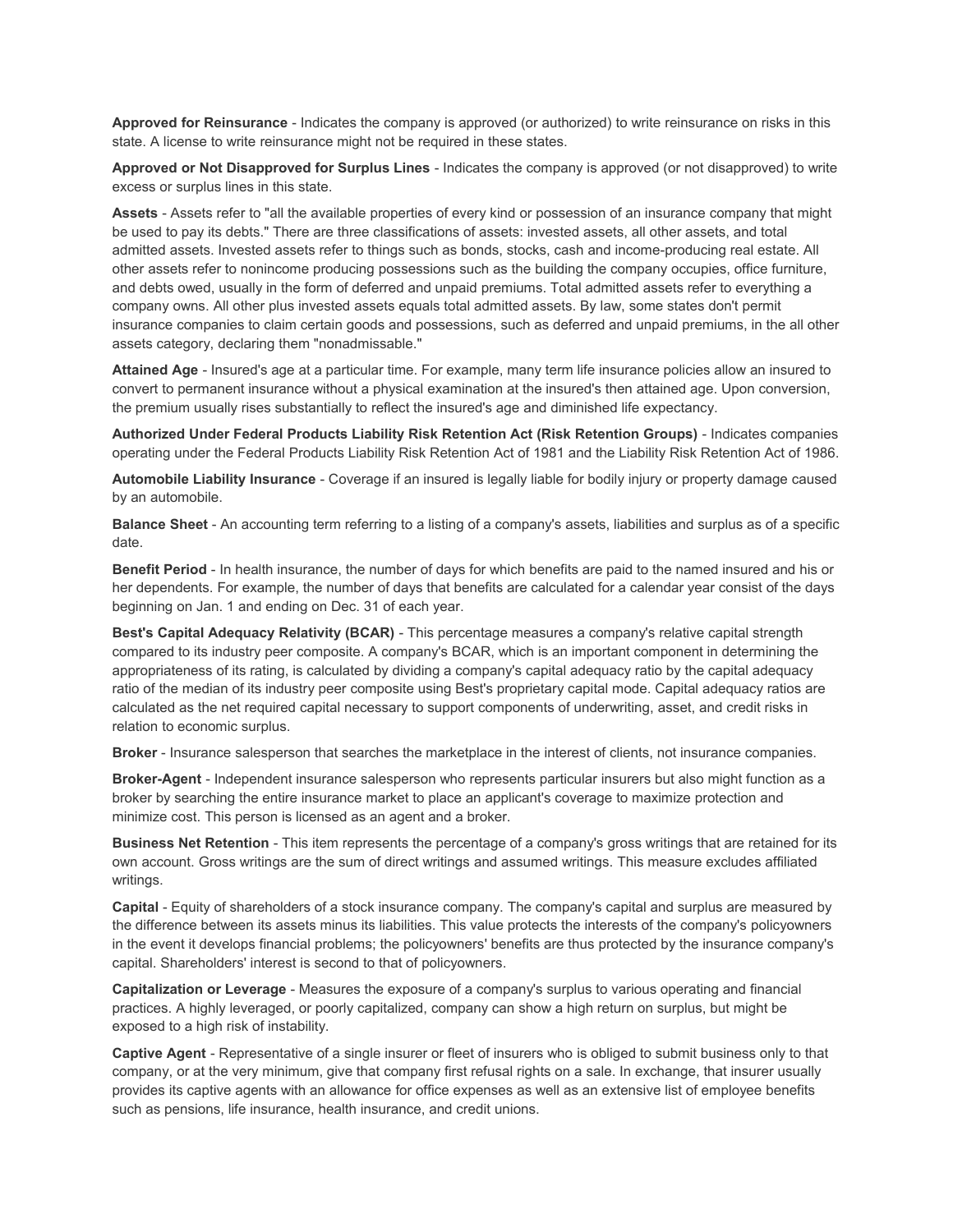**Approved for Reinsurance** - Indicates the company is approved (or authorized) to write reinsurance on risks in this state. A license to write reinsurance might not be required in these states.

**Approved or Not Disapproved for Surplus Lines** - Indicates the company is approved (or not disapproved) to write excess or surplus lines in this state.

**Assets** - Assets refer to "all the available properties of every kind or possession of an insurance company that might be used to pay its debts." There are three classifications of assets: invested assets, all other assets, and total admitted assets. Invested assets refer to things such as bonds, stocks, cash and income-producing real estate. All other assets refer to nonincome producing possessions such as the building the company occupies, office furniture, and debts owed, usually in the form of deferred and unpaid premiums. Total admitted assets refer to everything a company owns. All other plus invested assets equals total admitted assets. By law, some states don't permit insurance companies to claim certain goods and possessions, such as deferred and unpaid premiums, in the all other assets category, declaring them "nonadmissable."

**Attained Age** - Insured's age at a particular time. For example, many term life insurance policies allow an insured to convert to permanent insurance without a physical examination at the insured's then attained age. Upon conversion, the premium usually rises substantially to reflect the insured's age and diminished life expectancy.

**Authorized Under Federal Products Liability Risk Retention Act (Risk Retention Groups)** - Indicates companies operating under the Federal Products Liability Risk Retention Act of 1981 and the Liability Risk Retention Act of 1986.

**Automobile Liability Insurance** - Coverage if an insured is legally liable for bodily injury or property damage caused by an automobile.

**Balance Sheet** - An accounting term referring to a listing of a company's assets, liabilities and surplus as of a specific date.

**Benefit Period** - In health insurance, the number of days for which benefits are paid to the named insured and his or her dependents. For example, the number of days that benefits are calculated for a calendar year consist of the days beginning on Jan. 1 and ending on Dec. 31 of each year.

**Best's Capital Adequacy Relativity (BCAR)** - This percentage measures a company's relative capital strength compared to its industry peer composite. A company's BCAR, which is an important component in determining the appropriateness of its rating, is calculated by dividing a company's capital adequacy ratio by the capital adequacy ratio of the median of its industry peer composite using Best's proprietary capital mode. Capital adequacy ratios are calculated as the net required capital necessary to support components of underwriting, asset, and credit risks in relation to economic surplus.

**Broker** - Insurance salesperson that searches the marketplace in the interest of clients, not insurance companies.

**Broker-Agent** - Independent insurance salesperson who represents particular insurers but also might function as a broker by searching the entire insurance market to place an applicant's coverage to maximize protection and minimize cost. This person is licensed as an agent and a broker.

**Business Net Retention** - This item represents the percentage of a company's gross writings that are retained for its own account. Gross writings are the sum of direct writings and assumed writings. This measure excludes affiliated writings.

**Capital** - Equity of shareholders of a stock insurance company. The company's capital and surplus are measured by the difference between its assets minus its liabilities. This value protects the interests of the company's policyowners in the event it develops financial problems; the policyowners' benefits are thus protected by the insurance company's capital. Shareholders' interest is second to that of policyowners.

**Capitalization or Leverage** - Measures the exposure of a company's surplus to various operating and financial practices. A highly leveraged, or poorly capitalized, company can show a high return on surplus, but might be exposed to a high risk of instability.

**Captive Agent** - Representative of a single insurer or fleet of insurers who is obliged to submit business only to that company, or at the very minimum, give that company first refusal rights on a sale. In exchange, that insurer usually provides its captive agents with an allowance for office expenses as well as an extensive list of employee benefits such as pensions, life insurance, health insurance, and credit unions.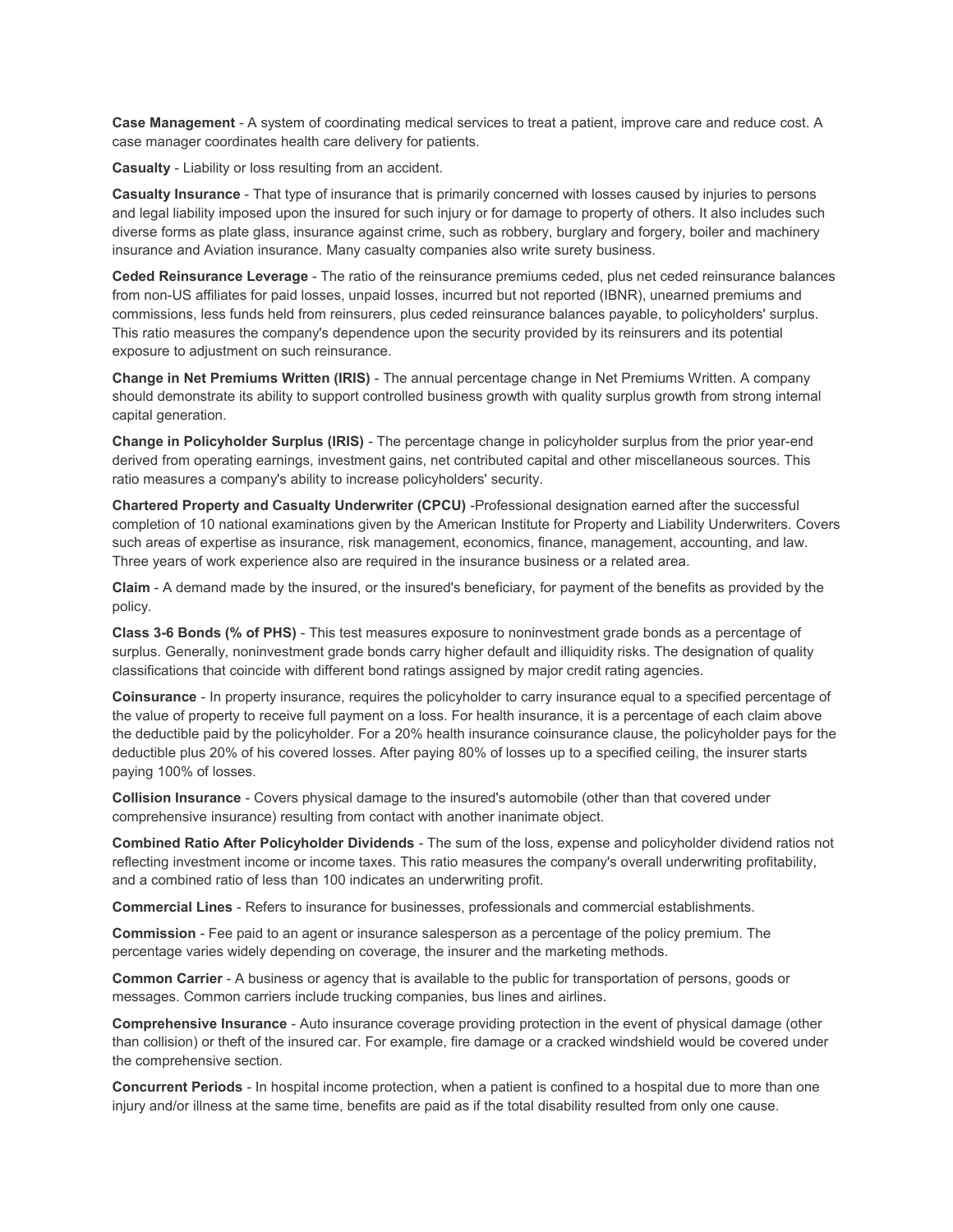**Case Management** - A system of coordinating medical services to treat a patient, improve care and reduce cost. A case manager coordinates health care delivery for patients.

**Casualty** - Liability or loss resulting from an accident.

**Casualty Insurance** - That type of insurance that is primarily concerned with losses caused by injuries to persons and legal liability imposed upon the insured for such injury or for damage to property of others. It also includes such diverse forms as plate glass, insurance against crime, such as robbery, burglary and forgery, boiler and machinery insurance and Aviation insurance. Many casualty companies also write surety business.

**Ceded Reinsurance Leverage** - The ratio of the reinsurance premiums ceded, plus net ceded reinsurance balances from non-US affiliates for paid losses, unpaid losses, incurred but not reported (IBNR), unearned premiums and commissions, less funds held from reinsurers, plus ceded reinsurance balances payable, to policyholders' surplus. This ratio measures the company's dependence upon the security provided by its reinsurers and its potential exposure to adjustment on such reinsurance.

**Change in Net Premiums Written (IRIS)** - The annual percentage change in Net Premiums Written. A company should demonstrate its ability to support controlled business growth with quality surplus growth from strong internal capital generation.

**Change in Policyholder Surplus (IRIS)** - The percentage change in policyholder surplus from the prior year-end derived from operating earnings, investment gains, net contributed capital and other miscellaneous sources. This ratio measures a company's ability to increase policyholders' security.

**Chartered Property and Casualty Underwriter (CPCU)** -Professional designation earned after the successful completion of 10 national examinations given by the American Institute for Property and Liability Underwriters. Covers such areas of expertise as insurance, risk management, economics, finance, management, accounting, and law. Three years of work experience also are required in the insurance business or a related area.

**Claim** - A demand made by the insured, or the insured's beneficiary, for payment of the benefits as provided by the policy.

**Class 3-6 Bonds (% of PHS)** - This test measures exposure to noninvestment grade bonds as a percentage of surplus. Generally, noninvestment grade bonds carry higher default and illiquidity risks. The designation of quality classifications that coincide with different bond ratings assigned by major credit rating agencies.

**Coinsurance** - In property insurance, requires the policyholder to carry insurance equal to a specified percentage of the value of property to receive full payment on a loss. For health insurance, it is a percentage of each claim above the deductible paid by the policyholder. For a 20% health insurance coinsurance clause, the policyholder pays for the deductible plus 20% of his covered losses. After paying 80% of losses up to a specified ceiling, the insurer starts paying 100% of losses.

**Collision Insurance** - Covers physical damage to the insured's automobile (other than that covered under comprehensive insurance) resulting from contact with another inanimate object.

**Combined Ratio After Policyholder Dividends** - The sum of the loss, expense and policyholder dividend ratios not reflecting investment income or income taxes. This ratio measures the company's overall underwriting profitability, and a combined ratio of less than 100 indicates an underwriting profit.

**Commercial Lines** - Refers to insurance for businesses, professionals and commercial establishments.

**Commission** - Fee paid to an agent or insurance salesperson as a percentage of the policy premium. The percentage varies widely depending on coverage, the insurer and the marketing methods.

**Common Carrier** - A business or agency that is available to the public for transportation of persons, goods or messages. Common carriers include trucking companies, bus lines and airlines.

**Comprehensive Insurance** - Auto insurance coverage providing protection in the event of physical damage (other than collision) or theft of the insured car. For example, fire damage or a cracked windshield would be covered under the comprehensive section.

**Concurrent Periods** - In hospital income protection, when a patient is confined to a hospital due to more than one injury and/or illness at the same time, benefits are paid as if the total disability resulted from only one cause.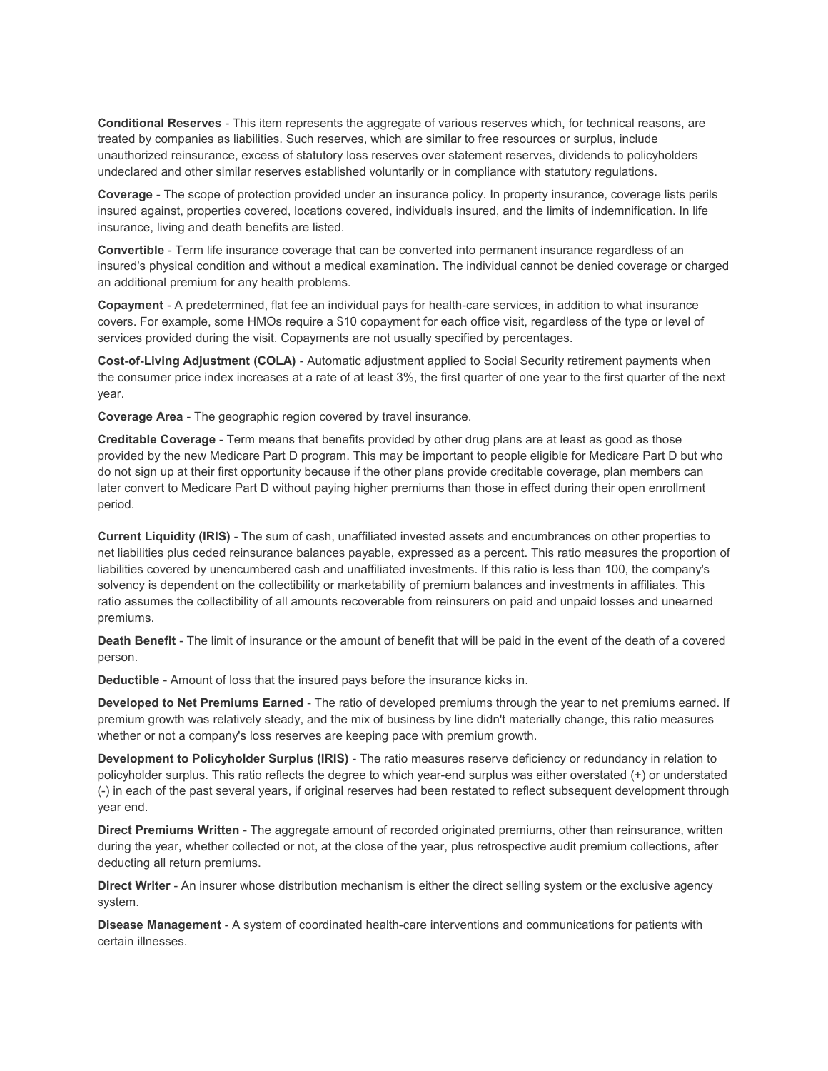**Conditional Reserves** - This item represents the aggregate of various reserves which, for technical reasons, are treated by companies as liabilities. Such reserves, which are similar to free resources or surplus, include unauthorized reinsurance, excess of statutory loss reserves over statement reserves, dividends to policyholders undeclared and other similar reserves established voluntarily or in compliance with statutory regulations.

**Coverage** - The scope of protection provided under an insurance policy. In property insurance, coverage lists perils insured against, properties covered, locations covered, individuals insured, and the limits of indemnification. In life insurance, living and death benefits are listed.

**Convertible** - Term life insurance coverage that can be converted into permanent insurance regardless of an insured's physical condition and without a medical examination. The individual cannot be denied coverage or charged an additional premium for any health problems.

**Copayment** - A predetermined, flat fee an individual pays for health-care services, in addition to what insurance covers. For example, some HMOs require a $10 copayment for each office visit, regardless of the type or level of services provided during the visit. Copayments are not usually specified by percentages.

**Cost-of-Living Adjustment (COLA)** - Automatic adjustment applied to Social Security retirement payments when the consumer price index increases at a rate of at least 3%, the first quarter of one year to the first quarter of the next year.

**Coverage Area** - The geographic region covered by travel insurance.

**Creditable Coverage** - Term means that benefits provided by other drug plans are at least as good as those provided by the new Medicare Part D program. This may be important to people eligible for Medicare Part D but who do not sign up at their first opportunity because if the other plans provide creditable coverage, plan members can later convert to Medicare Part D without paying higher premiums than those in effect during their open enrollment period.

**Current Liquidity (IRIS)** - The sum of cash, unaffiliated invested assets and encumbrances on other properties to net liabilities plus ceded reinsurance balances payable, expressed as a percent. This ratio measures the proportion of liabilities covered by unencumbered cash and unaffiliated investments. If this ratio is less than 100, the company's solvency is dependent on the collectibility or marketability of premium balances and investments in affiliates. This ratio assumes the collectibility of all amounts recoverable from reinsurers on paid and unpaid losses and unearned premiums.

**Death Benefit** - The limit of insurance or the amount of benefit that will be paid in the event of the death of a covered person.

**Deductible** - Amount of loss that the insured pays before the insurance kicks in.

**Developed to Net Premiums Earned** - The ratio of developed premiums through the year to net premiums earned. If premium growth was relatively steady, and the mix of business by line didn't materially change, this ratio measures whether or not a company's loss reserves are keeping pace with premium growth.

**Development to Policyholder Surplus (IRIS)** - The ratio measures reserve deficiency or redundancy in relation to policyholder surplus. This ratio reflects the degree to which year-end surplus was either overstated (+) or understated (-) in each of the past several years, if original reserves had been restated to reflect subsequent development through year end.

**Direct Premiums Written** - The aggregate amount of recorded originated premiums, other than reinsurance, written during the year, whether collected or not, at the close of the year, plus retrospective audit premium collections, after deducting all return premiums.

**Direct Writer** - An insurer whose distribution mechanism is either the direct selling system or the exclusive agency system.

**Disease Management** - A system of coordinated health-care interventions and communications for patients with certain illnesses.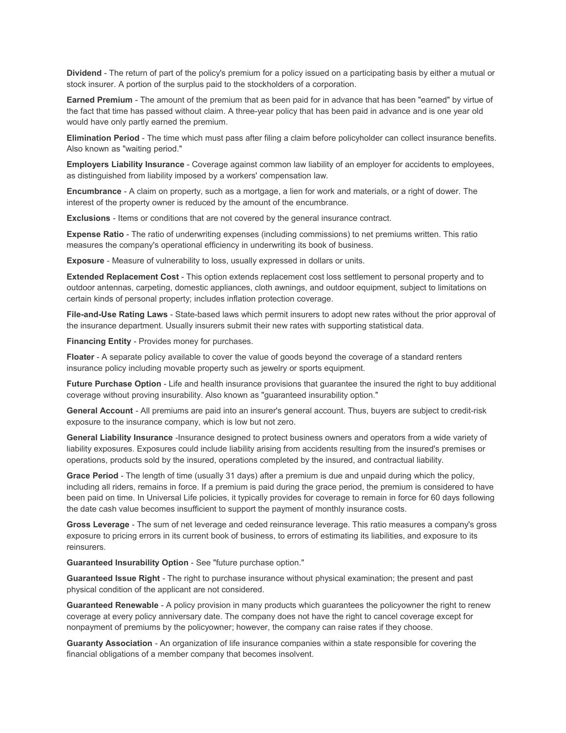**Dividend** - The return of part of the policy's premium for a policy issued on a participating basis by either a mutual or stock insurer. A portion of the surplus paid to the stockholders of a corporation.

**Earned Premium** - The amount of the premium that as been paid for in advance that has been "earned" by virtue of the fact that time has passed without claim. A three-year policy that has been paid in advance and is one year old would have only partly earned the premium.

**Elimination Period** - The time which must pass after filing a claim before policyholder can collect insurance benefits. Also known as "waiting period."

**Employers Liability Insurance** - Coverage against common law liability of an employer for accidents to employees, as distinguished from liability imposed by a workers' compensation law.

**Encumbrance** - A claim on property, such as a mortgage, a lien for work and materials, or a right of dower. The interest of the property owner is reduced by the amount of the encumbrance.

**Exclusions** - Items or conditions that are not covered by the general insurance contract.

**Expense Ratio** - The ratio of underwriting expenses (including commissions) to net premiums written. This ratio measures the company's operational efficiency in underwriting its book of business.

**Exposure** - Measure of vulnerability to loss, usually expressed in dollars or units.

**Extended Replacement Cost** - This option extends replacement cost loss settlement to personal property and to outdoor antennas, carpeting, domestic appliances, cloth awnings, and outdoor equipment, subject to limitations on certain kinds of personal property; includes inflation protection coverage.

**File-and-Use Rating Laws** - State-based laws which permit insurers to adopt new rates without the prior approval of the insurance department. Usually insurers submit their new rates with supporting statistical data.

**Financing Entity** - Provides money for purchases.

**Floater** - A separate policy available to cover the value of goods beyond the coverage of a standard renters insurance policy including movable property such as jewelry or sports equipment.

**Future Purchase Option** - Life and health insurance provisions that guarantee the insured the right to buy additional coverage without proving insurability. Also known as "guaranteed insurability option."

**General Account** - All premiums are paid into an insurer's general account. Thus, buyers are subject to credit-risk exposure to the insurance company, which is low but not zero.

**General Liability Insurance** -Insurance designed to protect business owners and operators from a wide variety of liability exposures. Exposures could include liability arising from accidents resulting from the insured's premises or operations, products sold by the insured, operations completed by the insured, and contractual liability.

**Grace Period** - The length of time (usually 31 days) after a premium is due and unpaid during which the policy, including all riders, remains in force. If a premium is paid during the grace period, the premium is considered to have been paid on time. In Universal Life policies, it typically provides for coverage to remain in force for 60 days following the date cash value becomes insufficient to support the payment of monthly insurance costs.

**Gross Leverage** - The sum of net leverage and ceded reinsurance leverage. This ratio measures a company's gross exposure to pricing errors in its current book of business, to errors of estimating its liabilities, and exposure to its reinsurers.

**Guaranteed Insurability Option** - See "future purchase option."

**Guaranteed Issue Right** - The right to purchase insurance without physical examination; the present and past physical condition of the applicant are not considered.

**Guaranteed Renewable** - A policy provision in many products which guarantees the policyowner the right to renew coverage at every policy anniversary date. The company does not have the right to cancel coverage except for nonpayment of premiums by the policyowner; however, the company can raise rates if they choose.

**Guaranty Association** - An organization of life insurance companies within a state responsible for covering the financial obligations of a member company that becomes insolvent.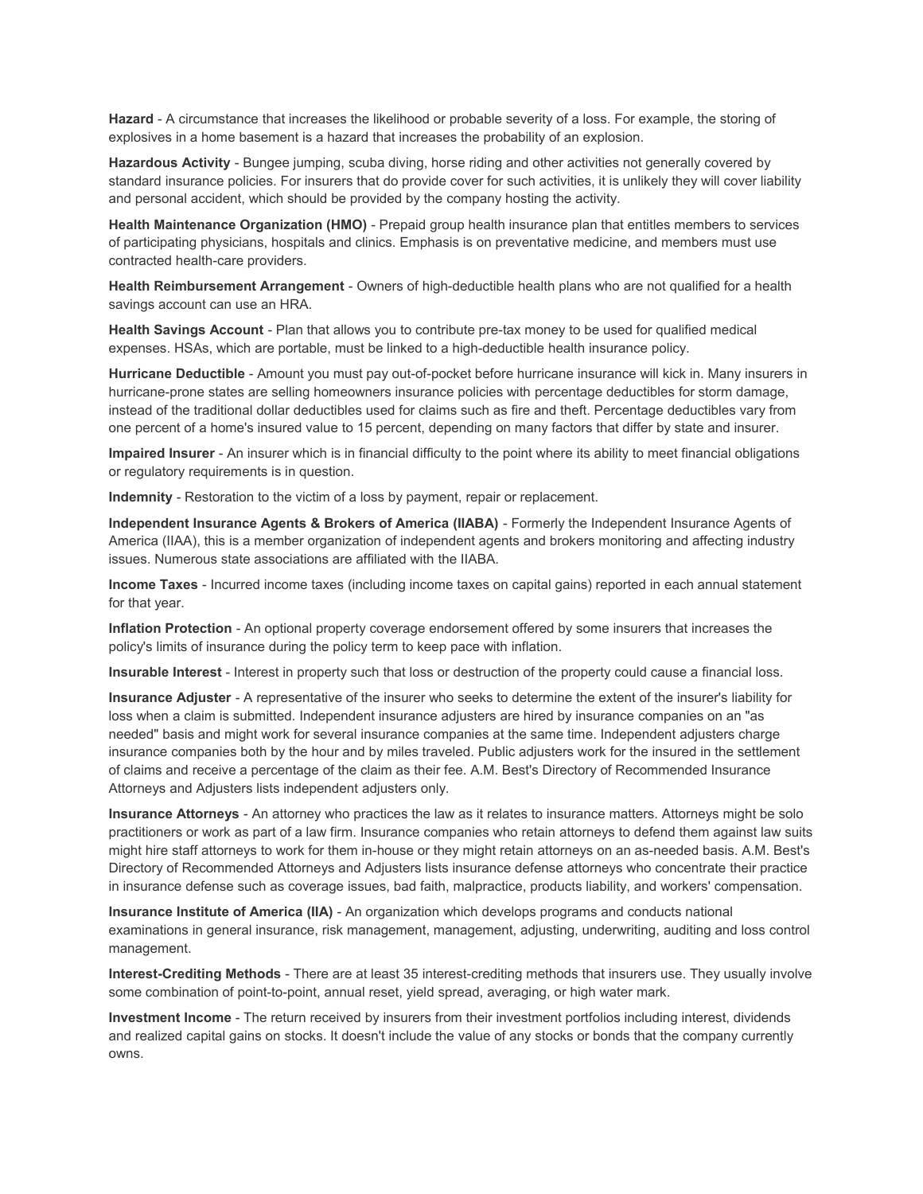**Hazard** - A circumstance that increases the likelihood or probable severity of a loss. For example, the storing of explosives in a home basement is a hazard that increases the probability of an explosion.

**Hazardous Activity** - Bungee jumping, scuba diving, horse riding and other activities not generally covered by standard insurance policies. For insurers that do provide cover for such activities, it is unlikely they will cover liability and personal accident, which should be provided by the company hosting the activity.

**Health Maintenance Organization (HMO)** - Prepaid group health insurance plan that entitles members to services of participating physicians, hospitals and clinics. Emphasis is on preventative medicine, and members must use contracted health-care providers.

**Health Reimbursement Arrangement** - Owners of high-deductible health plans who are not qualified for a health savings account can use an HRA.

**Health Savings Account** - Plan that allows you to contribute pre-tax money to be used for qualified medical expenses. HSAs, which are portable, must be linked to a high-deductible health insurance policy.

**Hurricane Deductible** - Amount you must pay out-of-pocket before hurricane insurance will kick in. Many insurers in hurricane-prone states are selling homeowners insurance policies with percentage deductibles for storm damage, instead of the traditional dollar deductibles used for claims such as fire and theft. Percentage deductibles vary from one percent of a home's insured value to 15 percent, depending on many factors that differ by state and insurer.

**Impaired Insurer** - An insurer which is in financial difficulty to the point where its ability to meet financial obligations or regulatory requirements is in question.

**Indemnity** - Restoration to the victim of a loss by payment, repair or replacement.

**Independent Insurance Agents & Brokers of America (IIABA)** - Formerly the Independent Insurance Agents of America (IIAA), this is a member organization of independent agents and brokers monitoring and affecting industry issues. Numerous state associations are affiliated with the IIABA.

**Income Taxes** - Incurred income taxes (including income taxes on capital gains) reported in each annual statement for that year.

**Inflation Protection** - An optional property coverage endorsement offered by some insurers that increases the policy's limits of insurance during the policy term to keep pace with inflation.

**Insurable Interest** - Interest in property such that loss or destruction of the property could cause a financial loss.

**Insurance Adjuster** - A representative of the insurer who seeks to determine the extent of the insurer's liability for loss when a claim is submitted. Independent insurance adjusters are hired by insurance companies on an "as needed" basis and might work for several insurance companies at the same time. Independent adjusters charge insurance companies both by the hour and by miles traveled. Public adjusters work for the insured in the settlement of claims and receive a percentage of the claim as their fee. A.M. Best's Directory of Recommended Insurance Attorneys and Adjusters lists independent adjusters only.

**Insurance Attorneys** - An attorney who practices the law as it relates to insurance matters. Attorneys might be solo practitioners or work as part of a law firm. Insurance companies who retain attorneys to defend them against law suits might hire staff attorneys to work for them in-house or they might retain attorneys on an as-needed basis. A.M. Best's Directory of Recommended Attorneys and Adjusters lists insurance defense attorneys who concentrate their practice in insurance defense such as coverage issues, bad faith, malpractice, products liability, and workers' compensation.

**Insurance Institute of America (IIA)** - An organization which develops programs and conducts national examinations in general insurance, risk management, management, adjusting, underwriting, auditing and loss control management.

**Interest-Crediting Methods** - There are at least 35 interest-crediting methods that insurers use. They usually involve some combination of point-to-point, annual reset, yield spread, averaging, or high water mark.

**Investment Income** - The return received by insurers from their investment portfolios including interest, dividends and realized capital gains on stocks. It doesn't include the value of any stocks or bonds that the company currently owns.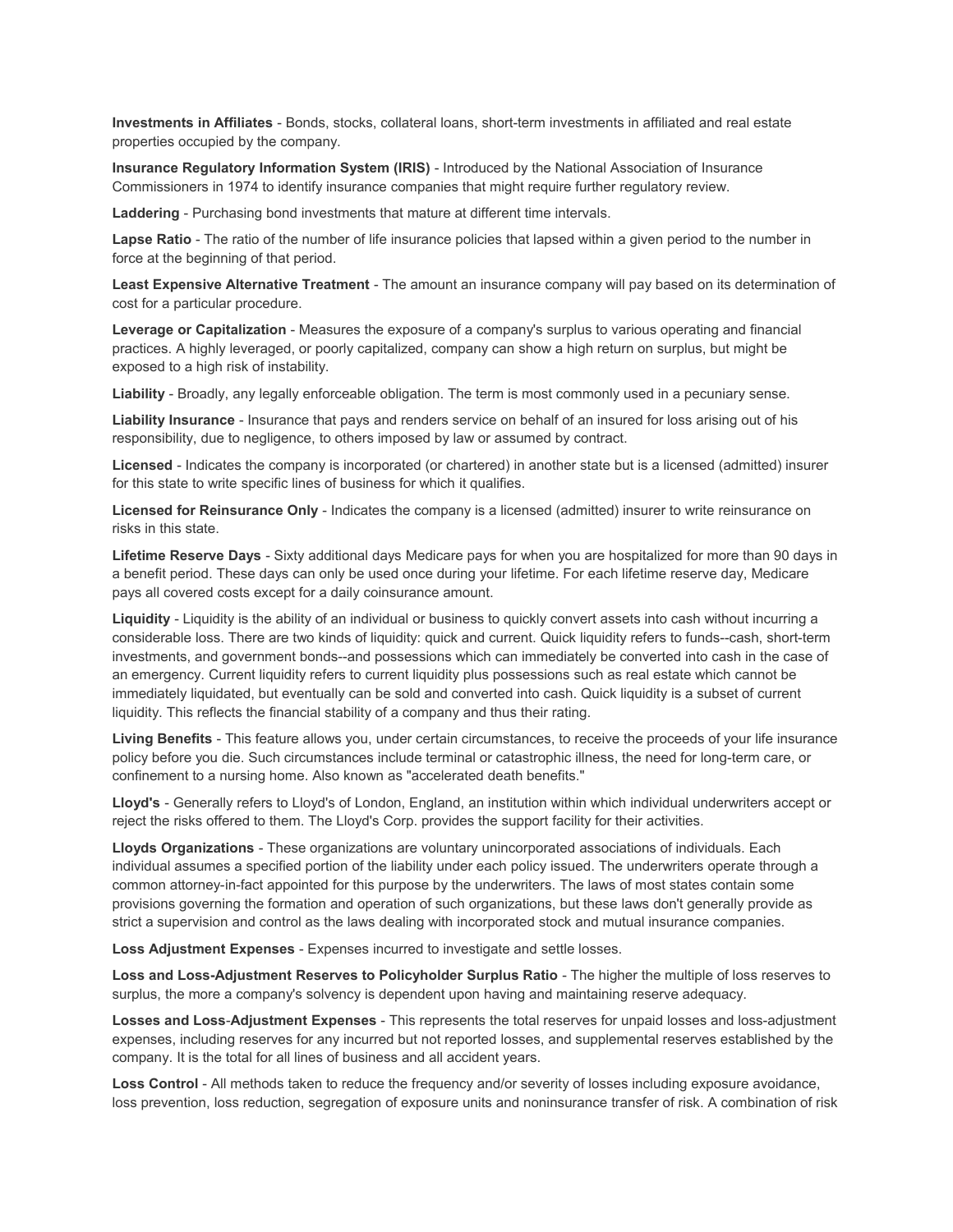**Investments in Affiliates** - Bonds, stocks, collateral loans, short-term investments in affiliated and real estate properties occupied by the company.

**Insurance Regulatory Information System (IRIS)** - Introduced by the National Association of Insurance Commissioners in 1974 to identify insurance companies that might require further regulatory review.

**Laddering** - Purchasing bond investments that mature at different time intervals.

**Lapse Ratio** - The ratio of the number of life insurance policies that lapsed within a given period to the number in force at the beginning of that period.

**Least Expensive Alternative Treatment** - The amount an insurance company will pay based on its determination of cost for a particular procedure.

**Leverage or Capitalization** - Measures the exposure of a company's surplus to various operating and financial practices. A highly leveraged, or poorly capitalized, company can show a high return on surplus, but might be exposed to a high risk of instability.

**Liability** - Broadly, any legally enforceable obligation. The term is most commonly used in a pecuniary sense.

**Liability Insurance** - Insurance that pays and renders service on behalf of an insured for loss arising out of his responsibility, due to negligence, to others imposed by law or assumed by contract.

**Licensed** - Indicates the company is incorporated (or chartered) in another state but is a licensed (admitted) insurer for this state to write specific lines of business for which it qualifies.

**Licensed for Reinsurance Only** - Indicates the company is a licensed (admitted) insurer to write reinsurance on risks in this state.

**Lifetime Reserve Days** - Sixty additional days Medicare pays for when you are hospitalized for more than 90 days in a benefit period. These days can only be used once during your lifetime. For each lifetime reserve day, Medicare pays all covered costs except for a daily coinsurance amount.

**Liquidity** - Liquidity is the ability of an individual or business to quickly convert assets into cash without incurring a considerable loss. There are two kinds of liquidity: quick and current. Quick liquidity refers to funds--cash, short-term investments, and government bonds--and possessions which can immediately be converted into cash in the case of an emergency. Current liquidity refers to current liquidity plus possessions such as real estate which cannot be immediately liquidated, but eventually can be sold and converted into cash. Quick liquidity is a subset of current liquidity. This reflects the financial stability of a company and thus their rating.

**Living Benefits** - This feature allows you, under certain circumstances, to receive the proceeds of your life insurance policy before you die. Such circumstances include terminal or catastrophic illness, the need for long-term care, or confinement to a nursing home. Also known as "accelerated death benefits."

**Lloyd's** - Generally refers to Lloyd's of London, England, an institution within which individual underwriters accept or reject the risks offered to them. The Lloyd's Corp. provides the support facility for their activities.

**Lloyds Organizations** - These organizations are voluntary unincorporated associations of individuals. Each individual assumes a specified portion of the liability under each policy issued. The underwriters operate through a common attorney-in-fact appointed for this purpose by the underwriters. The laws of most states contain some provisions governing the formation and operation of such organizations, but these laws don't generally provide as strict a supervision and control as the laws dealing with incorporated stock and mutual insurance companies.

**Loss Adjustment Expenses** - Expenses incurred to investigate and settle losses.

**Loss and Loss-Adjustment Reserves to Policyholder Surplus Ratio** - The higher the multiple of loss reserves to surplus, the more a company's solvency is dependent upon having and maintaining reserve adequacy.

**Losses and Loss-Adjustment Expenses** - This represents the total reserves for unpaid losses and loss-adjustment expenses, including reserves for any incurred but not reported losses, and supplemental reserves established by the company. It is the total for all lines of business and all accident years.

**Loss Control** - All methods taken to reduce the frequency and/or severity of losses including exposure avoidance, loss prevention, loss reduction, segregation of exposure units and noninsurance transfer of risk. A combination of risk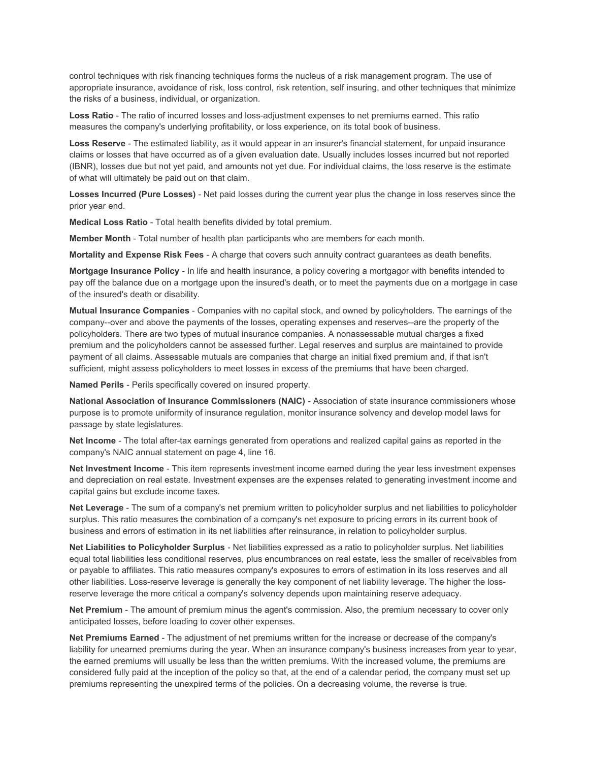control techniques with risk financing techniques forms the nucleus of a risk management program. The use of appropriate insurance, avoidance of risk, loss control, risk retention, self insuring, and other techniques that minimize the risks of a business, individual, or organization.

**Loss Ratio** - The ratio of incurred losses and loss-adjustment expenses to net premiums earned. This ratio measures the company's underlying profitability, or loss experience, on its total book of business.

**Loss Reserve** - The estimated liability, as it would appear in an insurer's financial statement, for unpaid insurance claims or losses that have occurred as of a given evaluation date. Usually includes losses incurred but not reported (IBNR), losses due but not yet paid, and amounts not yet due. For individual claims, the loss reserve is the estimate of what will ultimately be paid out on that claim.

**Losses Incurred (Pure Losses)** - Net paid losses during the current year plus the change in loss reserves since the prior year end.

**Medical Loss Ratio** - Total health benefits divided by total premium.

**Member Month** - Total number of health plan participants who are members for each month.

**Mortality and Expense Risk Fees** - A charge that covers such annuity contract guarantees as death benefits.

**Mortgage Insurance Policy** - In life and health insurance, a policy covering a mortgagor with benefits intended to pay off the balance due on a mortgage upon the insured's death, or to meet the payments due on a mortgage in case of the insured's death or disability.

**Mutual Insurance Companies** - Companies with no capital stock, and owned by policyholders. The earnings of the company--over and above the payments of the losses, operating expenses and reserves--are the property of the policyholders. There are two types of mutual insurance companies. A nonassessable mutual charges a fixed premium and the policyholders cannot be assessed further. Legal reserves and surplus are maintained to provide payment of all claims. Assessable mutuals are companies that charge an initial fixed premium and, if that isn't sufficient, might assess policyholders to meet losses in excess of the premiums that have been charged.

**Named Perils** - Perils specifically covered on insured property.

**National Association of Insurance Commissioners (NAIC)** - Association of state insurance commissioners whose purpose is to promote uniformity of insurance regulation, monitor insurance solvency and develop model laws for passage by state legislatures.

**Net Income** - The total after-tax earnings generated from operations and realized capital gains as reported in the company's NAIC annual statement on page 4, line 16.

**Net Investment Income** - This item represents investment income earned during the year less investment expenses and depreciation on real estate. Investment expenses are the expenses related to generating investment income and capital gains but exclude income taxes.

**Net Leverage** - The sum of a company's net premium written to policyholder surplus and net liabilities to policyholder surplus. This ratio measures the combination of a company's net exposure to pricing errors in its current book of business and errors of estimation in its net liabilities after reinsurance, in relation to policyholder surplus.

**Net Liabilities to Policyholder Surplus** - Net liabilities expressed as a ratio to policyholder surplus. Net liabilities equal total liabilities less conditional reserves, plus encumbrances on real estate, less the smaller of receivables from or payable to affiliates. This ratio measures company's exposures to errors of estimation in its loss reserves and all other liabilities. Loss-reserve leverage is generally the key component of net liability leverage. The higher the loss-reserve leverage the more critical a company's solvency depends upon maintaining reserve adequacy.

**Net Premium** - The amount of premium minus the agent's commission. Also, the premium necessary to cover only anticipated losses, before loading to cover other expenses.

**Net Premiums Earned** - The adjustment of net premiums written for the increase or decrease of the company's liability for unearned premiums during the year. When an insurance company's business increases from year to year, the earned premiums will usually be less than the written premiums. With the increased volume, the premiums are considered fully paid at the inception of the policy so that, at the end of a calendar period, the company must set up premiums representing the unexpired terms of the policies. On a decreasing volume, the reverse is true.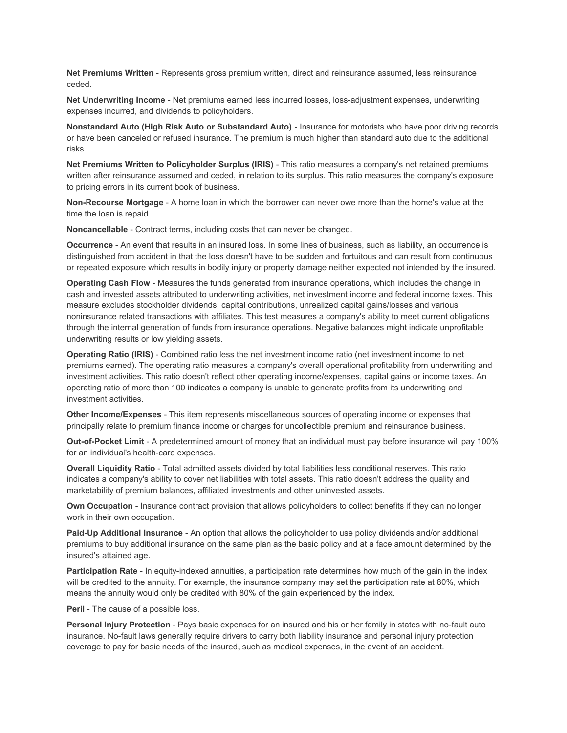**Net Premiums Written** - Represents gross premium written, direct and reinsurance assumed, less reinsurance ceded.

**Net Underwriting Income** - Net premiums earned less incurred losses, loss-adjustment expenses, underwriting expenses incurred, and dividends to policyholders.

**Nonstandard Auto (High Risk Auto or Substandard Auto)** - Insurance for motorists who have poor driving records or have been canceled or refused insurance. The premium is much higher than standard auto due to the additional risks.

**Net Premiums Written to Policyholder Surplus (IRIS)** - This ratio measures a company's net retained premiums written after reinsurance assumed and ceded, in relation to its surplus. This ratio measures the company's exposure to pricing errors in its current book of business.

**Non-Recourse Mortgage** - A home loan in which the borrower can never owe more than the home's value at the time the loan is repaid.

**Noncancellable** - Contract terms, including costs that can never be changed.

**Occurrence** - An event that results in an insured loss. In some lines of business, such as liability, an occurrence is distinguished from accident in that the loss doesn't have to be sudden and fortuitous and can result from continuous or repeated exposure which results in bodily injury or property damage neither expected not intended by the insured.

**Operating Cash Flow** - Measures the funds generated from insurance operations, which includes the change in cash and invested assets attributed to underwriting activities, net investment income and federal income taxes. This measure excludes stockholder dividends, capital contributions, unrealized capital gains/losses and various noninsurance related transactions with affiliates. This test measures a company's ability to meet current obligations through the internal generation of funds from insurance operations. Negative balances might indicate unprofitable underwriting results or low yielding assets.

**Operating Ratio (IRIS)** - Combined ratio less the net investment income ratio (net investment income to net premiums earned). The operating ratio measures a company's overall operational profitability from underwriting and investment activities. This ratio doesn't reflect other operating income/expenses, capital gains or income taxes. An operating ratio of more than 100 indicates a company is unable to generate profits from its underwriting and investment activities.

**Other Income/Expenses** - This item represents miscellaneous sources of operating income or expenses that principally relate to premium finance income or charges for uncollectible premium and reinsurance business.

**Out-of-Pocket Limit** - A predetermined amount of money that an individual must pay before insurance will pay 100% for an individual's health-care expenses.

**Overall Liquidity Ratio** - Total admitted assets divided by total liabilities less conditional reserves. This ratio indicates a company's ability to cover net liabilities with total assets. This ratio doesn't address the quality and marketability of premium balances, affiliated investments and other uninvested assets.

**Own Occupation** - Insurance contract provision that allows policyholders to collect benefits if they can no longer work in their own occupation.

**Paid-Up Additional Insurance** - An option that allows the policyholder to use policy dividends and/or additional premiums to buy additional insurance on the same plan as the basic policy and at a face amount determined by the insured's attained age.

**Participation Rate** - In equity-indexed annuities, a participation rate determines how much of the gain in the index will be credited to the annuity. For example, the insurance company may set the participation rate at 80%, which means the annuity would only be credited with 80% of the gain experienced by the index.

**Peril** - The cause of a possible loss.

**Personal Injury Protection** - Pays basic expenses for an insured and his or her family in states with no-fault auto insurance. No-fault laws generally require drivers to carry both liability insurance and personal injury protection coverage to pay for basic needs of the insured, such as medical expenses, in the event of an accident.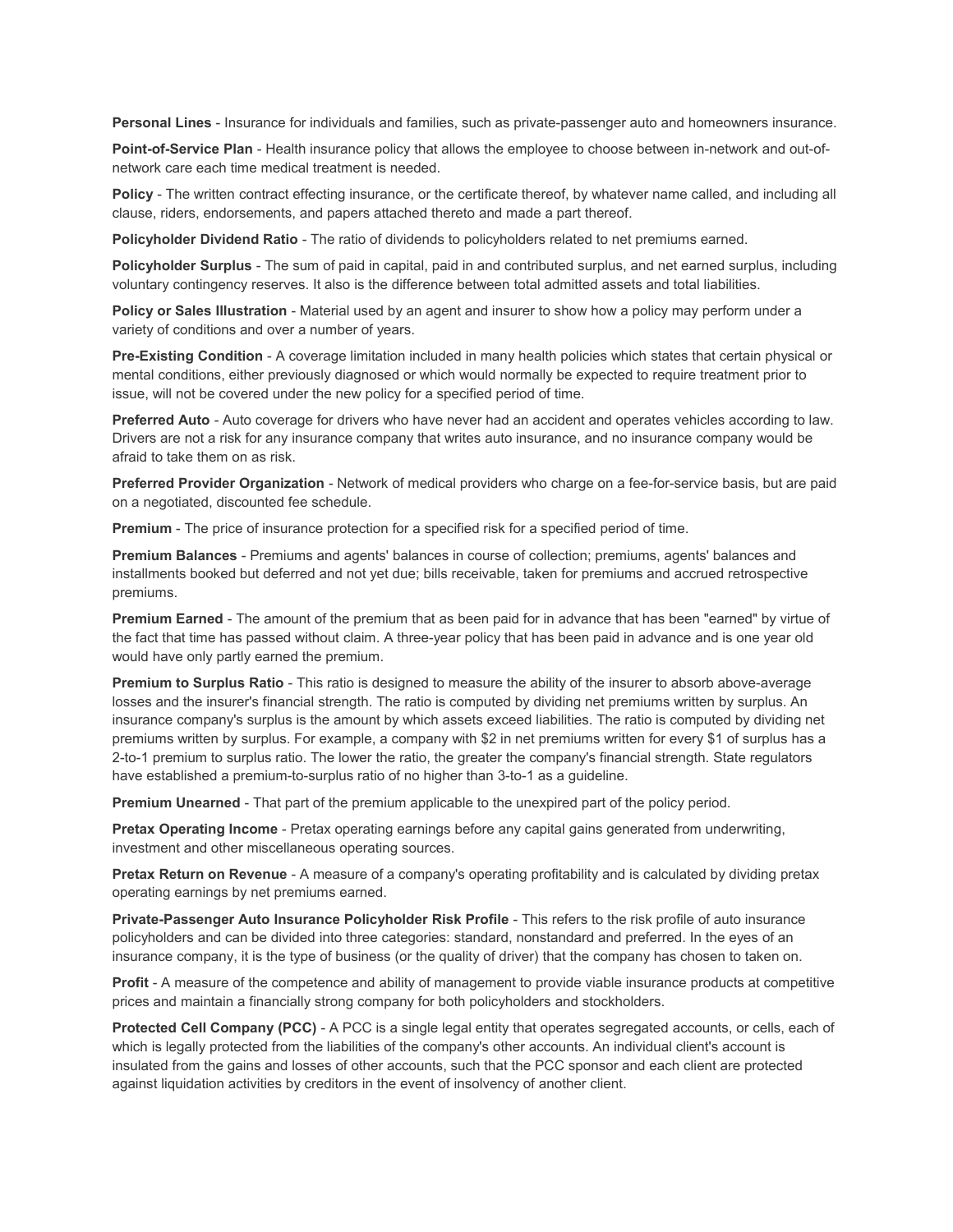**Personal Lines** - Insurance for individuals and families, such as private-passenger auto and homeowners insurance.

**Point-of-Service Plan** - Health insurance policy that allows the employee to choose between in-network and out-of-network care each time medical treatment is needed.

**Policy** - The written contract effecting insurance, or the certificate thereof, by whatever name called, and including all clause, riders, endorsements, and papers attached thereto and made a part thereof.

**Policyholder Dividend Ratio** - The ratio of dividends to policyholders related to net premiums earned.

**Policyholder Surplus** - The sum of paid in capital, paid in and contributed surplus, and net earned surplus, including voluntary contingency reserves. It also is the difference between total admitted assets and total liabilities.

**Policy or Sales Illustration** - Material used by an agent and insurer to show how a policy may perform under a variety of conditions and over a number of years.

**Pre-Existing Condition** - A coverage limitation included in many health policies which states that certain physical or mental conditions, either previously diagnosed or which would normally be expected to require treatment prior to issue, will not be covered under the new policy for a specified period of time.

**Preferred Auto** - Auto coverage for drivers who have never had an accident and operates vehicles according to law. Drivers are not a risk for any insurance company that writes auto insurance, and no insurance company would be afraid to take them on as risk.

**Preferred Provider Organization** - Network of medical providers who charge on a fee-for-service basis, but are paid on a negotiated, discounted fee schedule.

**Premium** - The price of insurance protection for a specified risk for a specified period of time.

**Premium Balances** - Premiums and agents' balances in course of collection; premiums, agents' balances and installments booked but deferred and not yet due; bills receivable, taken for premiums and accrued retrospective premiums.

**Premium Earned** - The amount of the premium that as been paid for in advance that has been "earned" by virtue of the fact that time has passed without claim. A three-year policy that has been paid in advance and is one year old would have only partly earned the premium.

**Premium to Surplus Ratio** - This ratio is designed to measure the ability of the insurer to absorb above-average losses and the insurer's financial strength. The ratio is computed by dividing net premiums written by surplus. An insurance company's surplus is the amount by which assets exceed liabilities. The ratio is computed by dividing net premiums written by surplus. For example, a company with $2 in net premiums written for every $1 of surplus has a 2-to-1 premium to surplus ratio. The lower the ratio, the greater the company's financial strength. State regulators have established a premium-to-surplus ratio of no higher than 3-to-1 as a guideline.

**Premium Unearned** - That part of the premium applicable to the unexpired part of the policy period.

**Pretax Operating Income** - Pretax operating earnings before any capital gains generated from underwriting, investment and other miscellaneous operating sources.

**Pretax Return on Revenue** - A measure of a company's operating profitability and is calculated by dividing pretax operating earnings by net premiums earned.

**Private-Passenger Auto Insurance Policyholder Risk Profile** - This refers to the risk profile of auto insurance policyholders and can be divided into three categories: standard, nonstandard and preferred. In the eyes of an insurance company, it is the type of business (or the quality of driver) that the company has chosen to taken on.

**Profit** - A measure of the competence and ability of management to provide viable insurance products at competitive prices and maintain a financially strong company for both policyholders and stockholders.

**Protected Cell Company (PCC)** - A PCC is a single legal entity that operates segregated accounts, or cells, each of which is legally protected from the liabilities of the company's other accounts. An individual client's account is insulated from the gains and losses of other accounts, such that the PCC sponsor and each client are protected against liquidation activities by creditors in the event of insolvency of another client.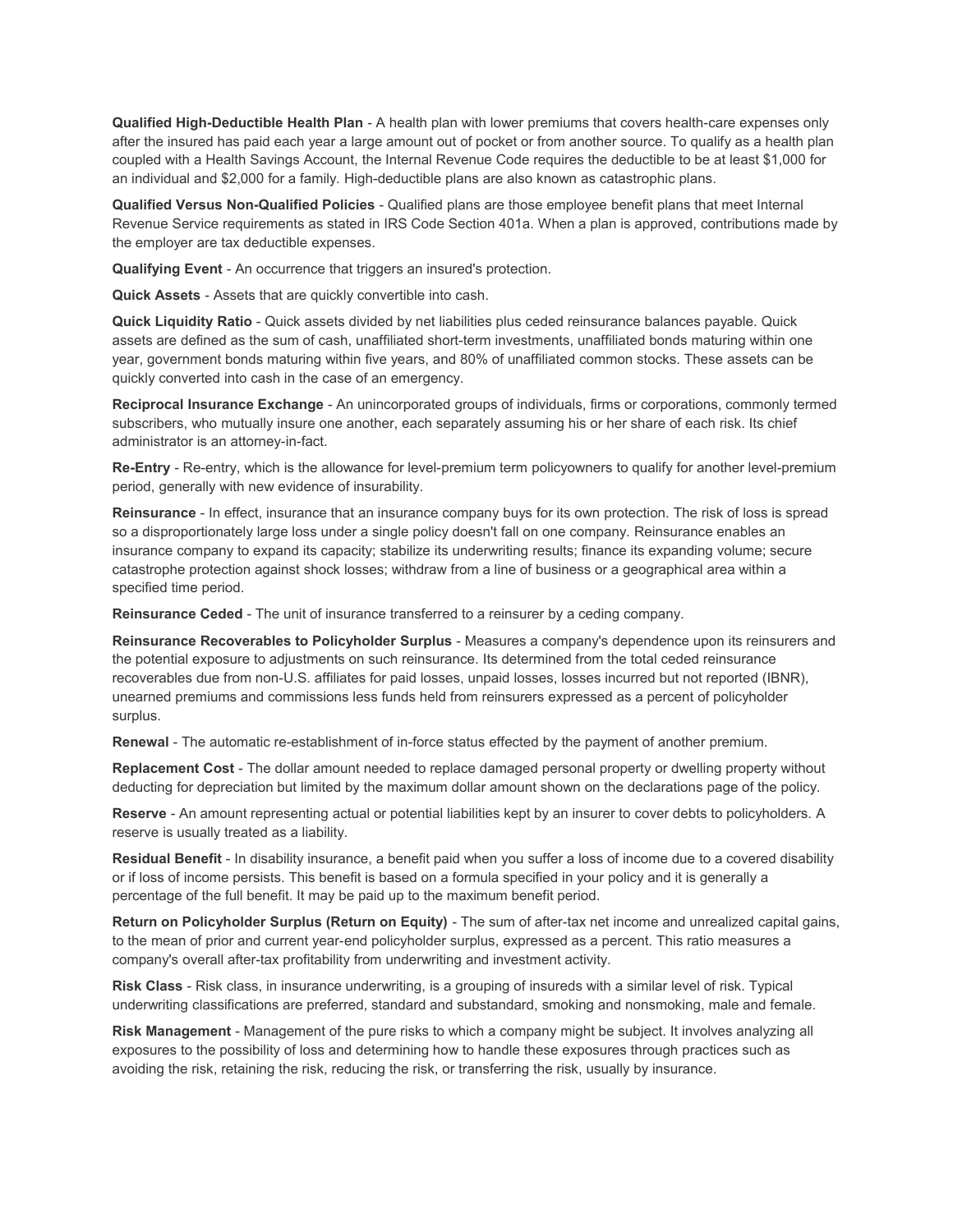**Qualified High-Deductible Health Plan** - A health plan with lower premiums that covers health-care expenses only after the insured has paid each year a large amount out of pocket or from another source. To qualify as a health plan coupled with a Health Savings Account, the Internal Revenue Code requires the deductible to be at least $1,000 for an individual and $2,000 for a family. High-deductible plans are also known as catastrophic plans.

**Qualified Versus Non-Qualified Policies** - Qualified plans are those employee benefit plans that meet Internal Revenue Service requirements as stated in IRS Code Section 401a. When a plan is approved, contributions made by the employer are tax deductible expenses.

**Qualifying Event** - An occurrence that triggers an insured's protection.

**Quick Assets** - Assets that are quickly convertible into cash.

**Quick Liquidity Ratio** - Quick assets divided by net liabilities plus ceded reinsurance balances payable. Quick assets are defined as the sum of cash, unaffiliated short-term investments, unaffiliated bonds maturing within one year, government bonds maturing within five years, and 80% of unaffiliated common stocks. These assets can be quickly converted into cash in the case of an emergency.

**Reciprocal Insurance Exchange** - An unincorporated groups of individuals, firms or corporations, commonly termed subscribers, who mutually insure one another, each separately assuming his or her share of each risk. Its chief administrator is an attorney-in-fact.

**Re-Entry** - Re-entry, which is the allowance for level-premium term policyowners to qualify for another level-premium period, generally with new evidence of insurability.

**Reinsurance** - In effect, insurance that an insurance company buys for its own protection. The risk of loss is spread so a disproportionately large loss under a single policy doesn't fall on one company. Reinsurance enables an insurance company to expand its capacity; stabilize its underwriting results; finance its expanding volume; secure catastrophe protection against shock losses; withdraw from a line of business or a geographical area within a specified time period.

**Reinsurance Ceded** - The unit of insurance transferred to a reinsurer by a ceding company.

**Reinsurance Recoverables to Policyholder Surplus** - Measures a company's dependence upon its reinsurers and the potential exposure to adjustments on such reinsurance. Its determined from the total ceded reinsurance recoverables due from non-U.S. affiliates for paid losses, unpaid losses, losses incurred but not reported (IBNR), unearned premiums and commissions less funds held from reinsurers expressed as a percent of policyholder surplus.

**Renewal** - The automatic re-establishment of in-force status effected by the payment of another premium.

**Replacement Cost** - The dollar amount needed to replace damaged personal property or dwelling property without deducting for depreciation but limited by the maximum dollar amount shown on the declarations page of the policy.

**Reserve** - An amount representing actual or potential liabilities kept by an insurer to cover debts to policyholders. A reserve is usually treated as a liability.

**Residual Benefit** - In disability insurance, a benefit paid when you suffer a loss of income due to a covered disability or if loss of income persists. This benefit is based on a formula specified in your policy and it is generally a percentage of the full benefit. It may be paid up to the maximum benefit period.

**Return on Policyholder Surplus (Return on Equity)** - The sum of after-tax net income and unrealized capital gains, to the mean of prior and current year-end policyholder surplus, expressed as a percent. This ratio measures a company's overall after-tax profitability from underwriting and investment activity.

**Risk Class** - Risk class, in insurance underwriting, is a grouping of insureds with a similar level of risk. Typical underwriting classifications are preferred, standard and substandard, smoking and nonsmoking, male and female.

**Risk Management** - Management of the pure risks to which a company might be subject. It involves analyzing all exposures to the possibility of loss and determining how to handle these exposures through practices such as avoiding the risk, retaining the risk, reducing the risk, or transferring the risk, usually by insurance.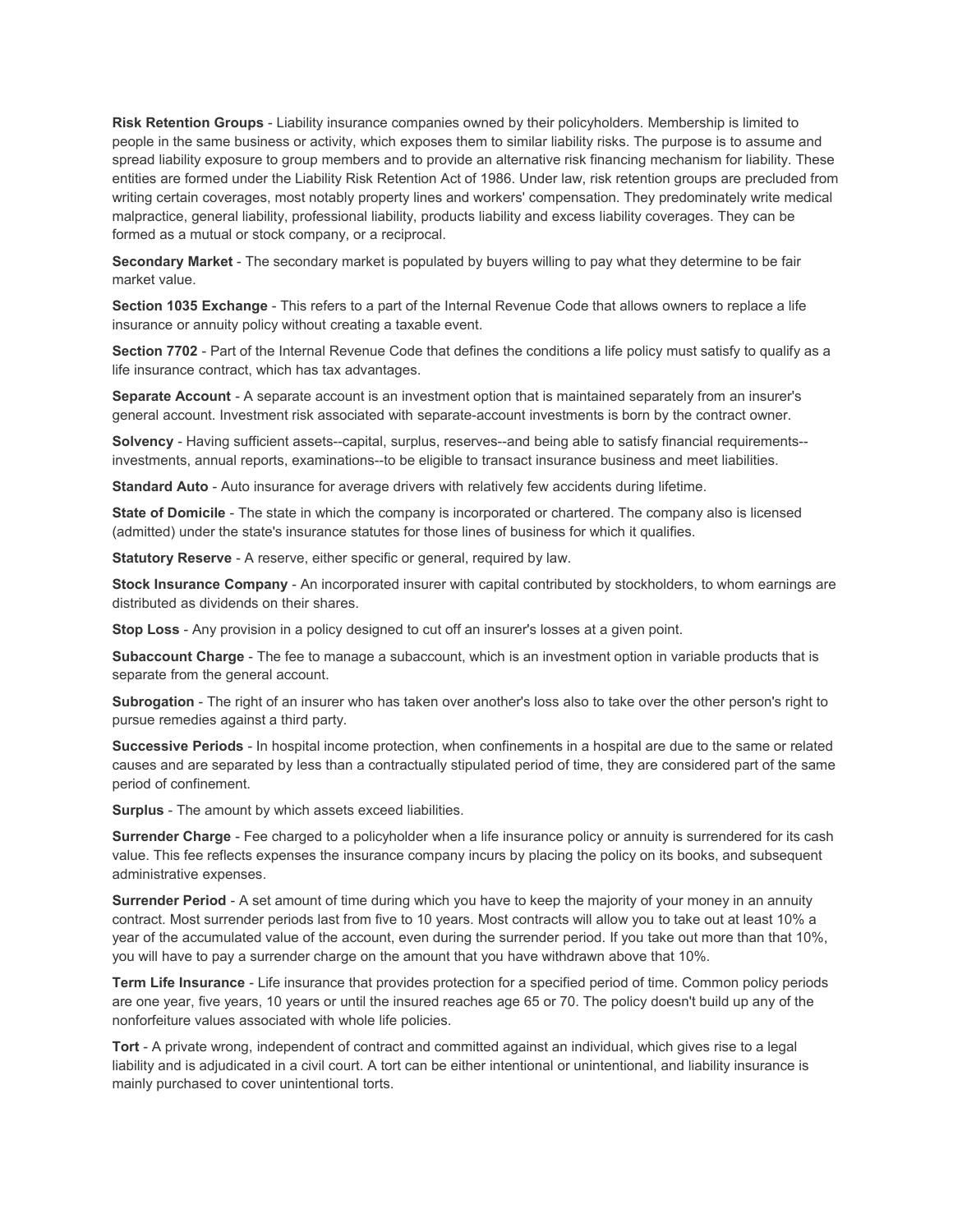**Risk Retention Groups** - Liability insurance companies owned by their policyholders. Membership is limited to people in the same business or activity, which exposes them to similar liability risks. The purpose is to assume and spread liability exposure to group members and to provide an alternative risk financing mechanism for liability. These entities are formed under the Liability Risk Retention Act of 1986. Under law, risk retention groups are precluded from writing certain coverages, most notably property lines and workers' compensation. They predominately write medical malpractice, general liability, professional liability, products liability and excess liability coverages. They can be formed as a mutual or stock company, or a reciprocal.

**Secondary Market** - The secondary market is populated by buyers willing to pay what they determine to be fair market value.

**Section 1035 Exchange** - This refers to a part of the Internal Revenue Code that allows owners to replace a life insurance or annuity policy without creating a taxable event.

**Section 7702** - Part of the Internal Revenue Code that defines the conditions a life policy must satisfy to qualify as a life insurance contract, which has tax advantages.

**Separate Account** - A separate account is an investment option that is maintained separately from an insurer's general account. Investment risk associated with separate-account investments is born by the contract owner.

**Solvency** - Having sufficient assets--capital, surplus, reserves--and being able to satisfy financial requirements--investments, annual reports, examinations--to be eligible to transact insurance business and meet liabilities.

**Standard Auto** - Auto insurance for average drivers with relatively few accidents during lifetime.

**State of Domicile** - The state in which the company is incorporated or chartered. The company also is licensed (admitted) under the state's insurance statutes for those lines of business for which it qualifies.

**Statutory Reserve** - A reserve, either specific or general, required by law.

**Stock Insurance Company** - An incorporated insurer with capital contributed by stockholders, to whom earnings are distributed as dividends on their shares.

**Stop Loss** - Any provision in a policy designed to cut off an insurer's losses at a given point.

**Subaccount Charge** - The fee to manage a subaccount, which is an investment option in variable products that is separate from the general account.

**Subrogation** - The right of an insurer who has taken over another's loss also to take over the other person's right to pursue remedies against a third party.

**Successive Periods** - In hospital income protection, when confinements in a hospital are due to the same or related causes and are separated by less than a contractually stipulated period of time, they are considered part of the same period of confinement.

**Surplus** - The amount by which assets exceed liabilities.

**Surrender Charge** - Fee charged to a policyholder when a life insurance policy or annuity is surrendered for its cash value. This fee reflects expenses the insurance company incurs by placing the policy on its books, and subsequent administrative expenses.

**Surrender Period** - A set amount of time during which you have to keep the majority of your money in an annuity contract. Most surrender periods last from five to 10 years. Most contracts will allow you to take out at least 10% a year of the accumulated value of the account, even during the surrender period. If you take out more than that 10%, you will have to pay a surrender charge on the amount that you have withdrawn above that 10%.

**Term Life Insurance** - Life insurance that provides protection for a specified period of time. Common policy periods are one year, five years, 10 years or until the insured reaches age 65 or 70. The policy doesn't build up any of the nonforfeiture values associated with whole life policies.

**Tort** - A private wrong, independent of contract and committed against an individual, which gives rise to a legal liability and is adjudicated in a civil court. A tort can be either intentional or unintentional, and liability insurance is mainly purchased to cover unintentional torts.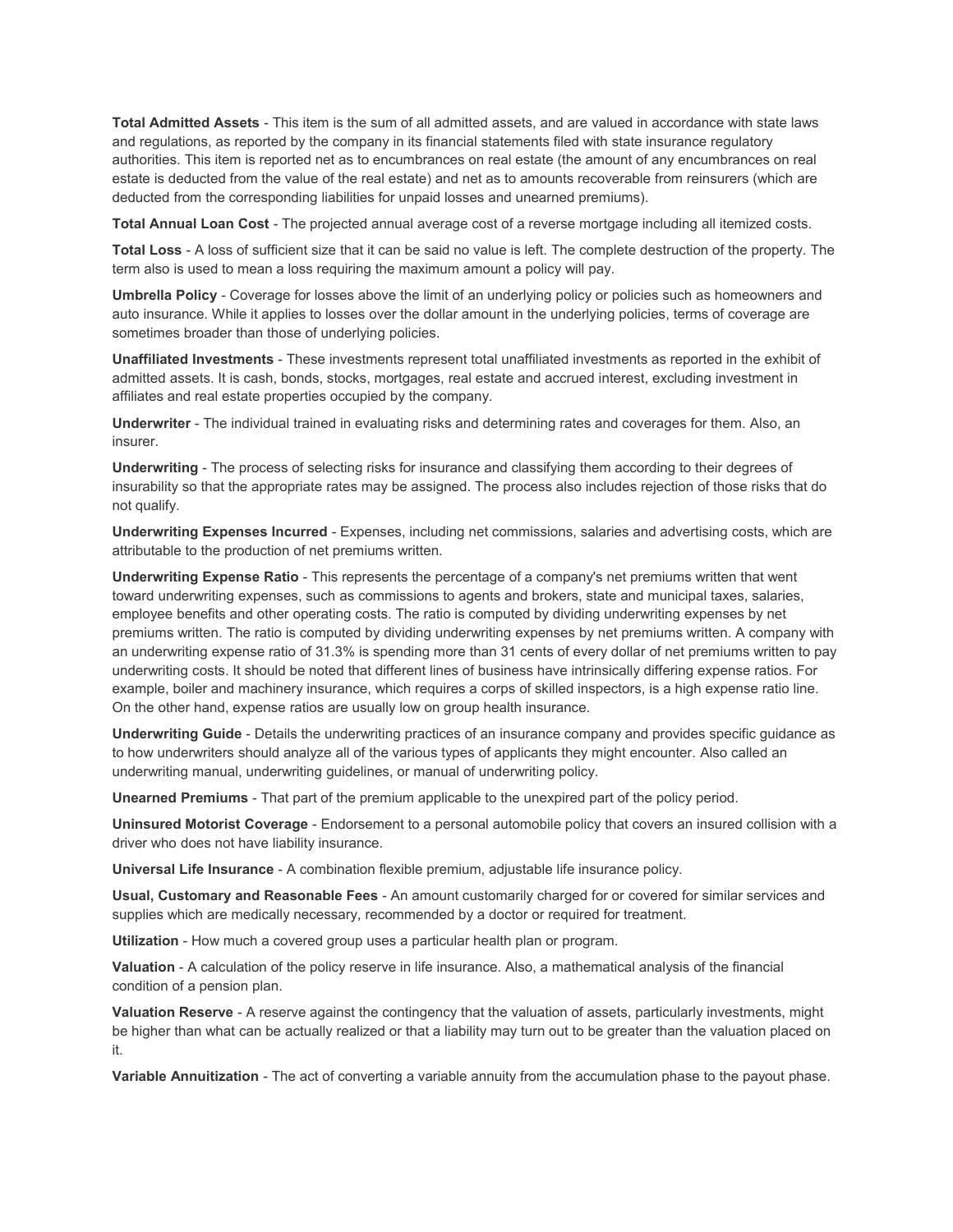**Total Admitted Assets** - This item is the sum of all admitted assets, and are valued in accordance with state laws and regulations, as reported by the company in its financial statements filed with state insurance regulatory authorities. This item is reported net as to encumbrances on real estate (the amount of any encumbrances on real estate is deducted from the value of the real estate) and net as to amounts recoverable from reinsurers (which are deducted from the corresponding liabilities for unpaid losses and unearned premiums).

**Total Annual Loan Cost** - The projected annual average cost of a reverse mortgage including all itemized costs.

**Total Loss** - A loss of sufficient size that it can be said no value is left. The complete destruction of the property. The term also is used to mean a loss requiring the maximum amount a policy will pay.

**Umbrella Policy** - Coverage for losses above the limit of an underlying policy or policies such as homeowners and auto insurance. While it applies to losses over the dollar amount in the underlying policies, terms of coverage are sometimes broader than those of underlying policies.

**Unaffiliated Investments** - These investments represent total unaffiliated investments as reported in the exhibit of admitted assets. It is cash, bonds, stocks, mortgages, real estate and accrued interest, excluding investment in affiliates and real estate properties occupied by the company.

**Underwriter** - The individual trained in evaluating risks and determining rates and coverages for them. Also, an insurer.

**Underwriting** - The process of selecting risks for insurance and classifying them according to their degrees of insurability so that the appropriate rates may be assigned. The process also includes rejection of those risks that do not qualify.

**Underwriting Expenses Incurred** - Expenses, including net commissions, salaries and advertising costs, which are attributable to the production of net premiums written.

**Underwriting Expense Ratio** - This represents the percentage of a company's net premiums written that went toward underwriting expenses, such as commissions to agents and brokers, state and municipal taxes, salaries, employee benefits and other operating costs. The ratio is computed by dividing underwriting expenses by net premiums written. The ratio is computed by dividing underwriting expenses by net premiums written. A company with an underwriting expense ratio of 31.3% is spending more than 31 cents of every dollar of net premiums written to pay underwriting costs. It should be noted that different lines of business have intrinsically differing expense ratios. For example, boiler and machinery insurance, which requires a corps of skilled inspectors, is a high expense ratio line. On the other hand, expense ratios are usually low on group health insurance.

**Underwriting Guide** - Details the underwriting practices of an insurance company and provides specific guidance as to how underwriters should analyze all of the various types of applicants they might encounter. Also called an underwriting manual, underwriting guidelines, or manual of underwriting policy.

**Unearned Premiums** - That part of the premium applicable to the unexpired part of the policy period.

**Uninsured Motorist Coverage** - Endorsement to a personal automobile policy that covers an insured collision with a driver who does not have liability insurance.

**Universal Life Insurance** - A combination flexible premium, adjustable life insurance policy.

**Usual, Customary and Reasonable Fees** - An amount customarily charged for or covered for similar services and supplies which are medically necessary, recommended by a doctor or required for treatment.

**Utilization** - How much a covered group uses a particular health plan or program.

**Valuation** - A calculation of the policy reserve in life insurance. Also, a mathematical analysis of the financial condition of a pension plan.

**Valuation Reserve** - A reserve against the contingency that the valuation of assets, particularly investments, might be higher than what can be actually realized or that a liability may turn out to be greater than the valuation placed on it.

**Variable Annuitization** - The act of converting a variable annuity from the accumulation phase to the payout phase.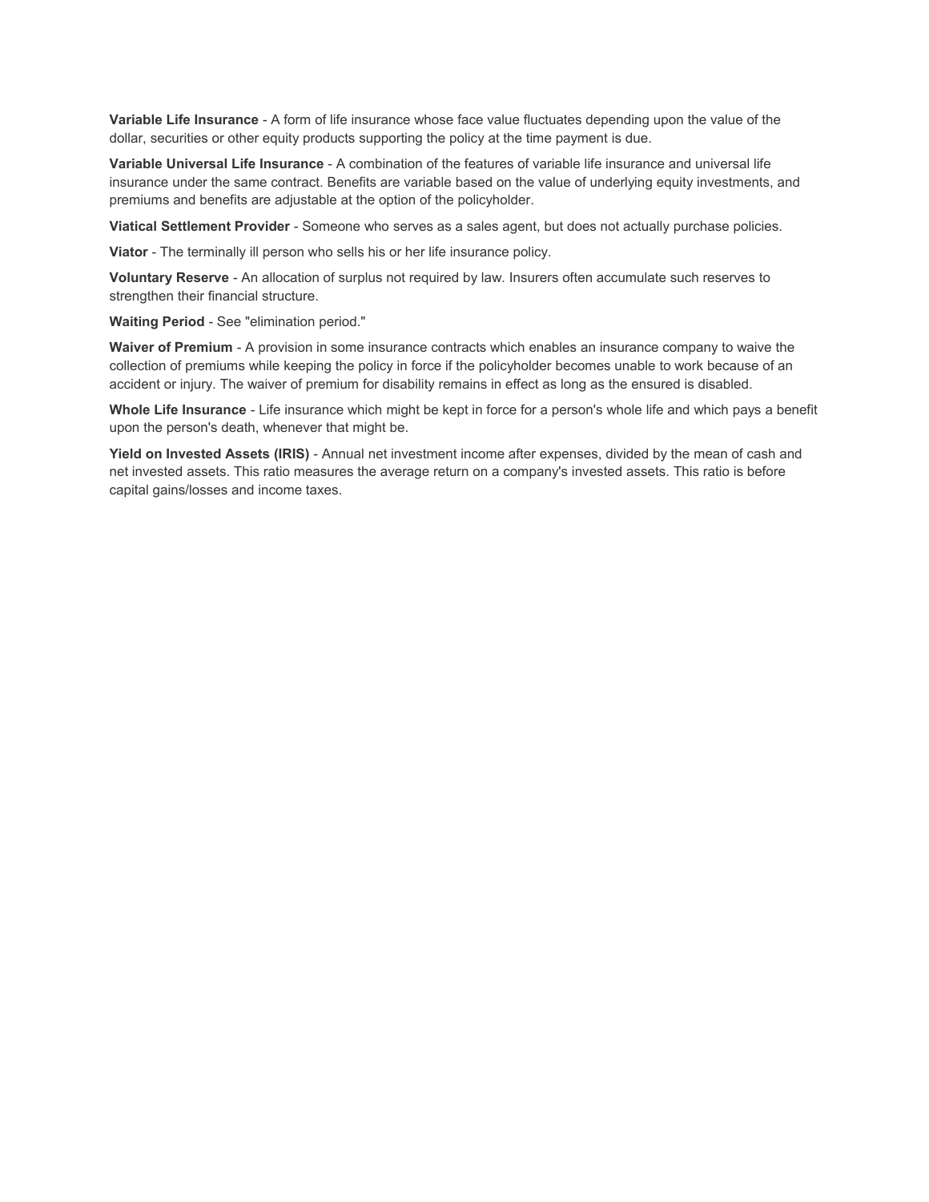**Variable Life Insurance** - A form of life insurance whose face value fluctuates depending upon the value of the dollar, securities or other equity products supporting the policy at the time payment is due.

**Variable Universal Life Insurance** - A combination of the features of variable life insurance and universal life insurance under the same contract. Benefits are variable based on the value of underlying equity investments, and premiums and benefits are adjustable at the option of the policyholder.

**Viatical Settlement Provider** - Someone who serves as a sales agent, but does not actually purchase policies.

**Viator** - The terminally ill person who sells his or her life insurance policy.

**Voluntary Reserve** - An allocation of surplus not required by law. Insurers often accumulate such reserves to strengthen their financial structure.

**Waiting Period** - See "elimination period."

**Waiver of Premium** - A provision in some insurance contracts which enables an insurance company to waive the collection of premiums while keeping the policy in force if the policyholder becomes unable to work because of an accident or injury. The waiver of premium for disability remains in effect as long as the ensured is disabled.

**Whole Life Insurance** - Life insurance which might be kept in force for a person's whole life and which pays a benefit upon the person's death, whenever that might be.

**Yield on Invested Assets (IRIS)** - Annual net investment income after expenses, divided by the mean of cash and net invested assets. This ratio measures the average return on a company's invested assets. This ratio is before capital gains/losses and income taxes.